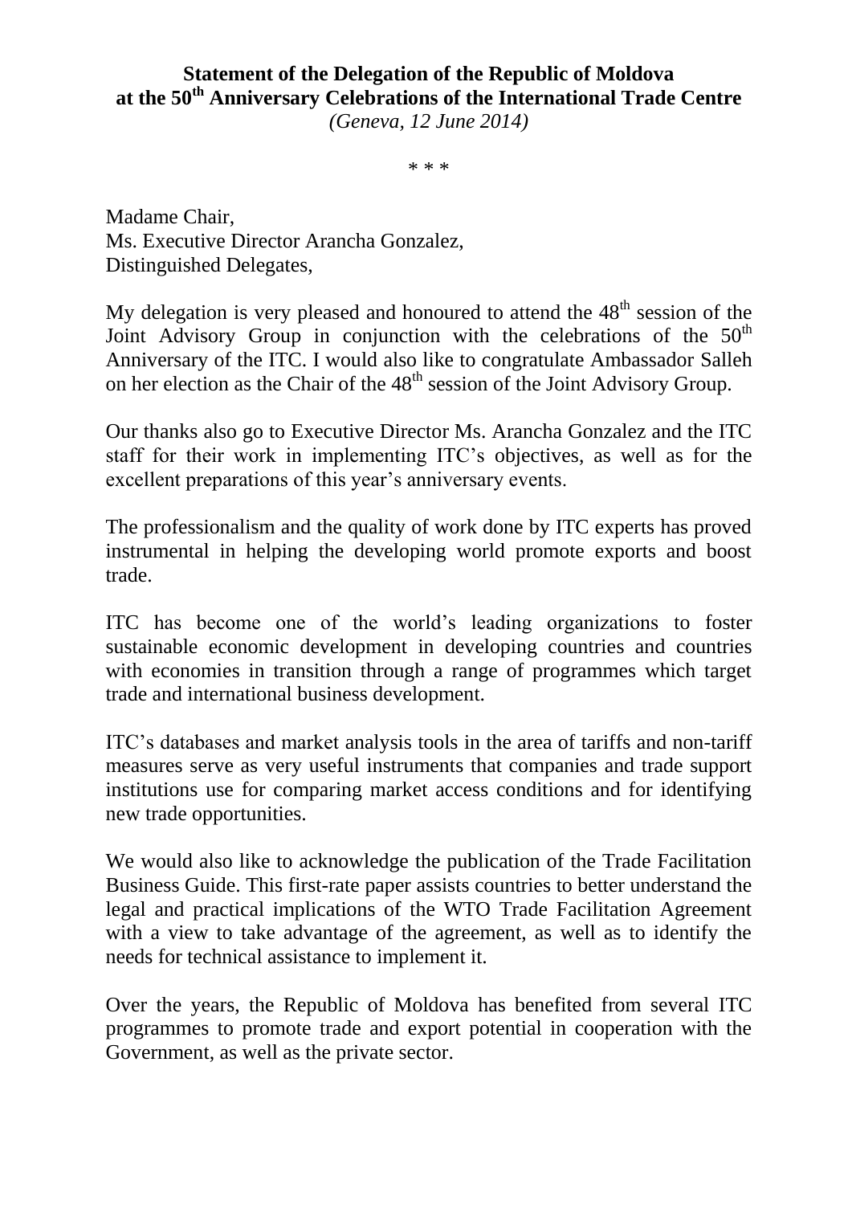**Statement of the Delegation of the Republic of Moldova at the 50th Anniversary Celebrations of the International Trade Centre**

*(Geneva, 12 June 2014)*

\* \* \*

Madame Chair,
Ms. Executive Director Arancha Gonzalez,
Distinguished Delegates,

My delegation is very pleased and honoured to attend the 48th session of the Joint Advisory Group in conjunction with the celebrations of the 50th Anniversary of the ITC. I would also like to congratulate Ambassador Salleh on her election as the Chair of the 48th session of the Joint Advisory Group.

Our thanks also go to Executive Director Ms. Arancha Gonzalez and the ITC staff for their work in implementing ITC's objectives, as well as for the excellent preparations of this year's anniversary events.

The professionalism and the quality of work done by ITC experts has proved instrumental in helping the developing world promote exports and boost trade.

ITC has become one of the world's leading organizations to foster sustainable economic development in developing countries and countries with economies in transition through a range of programmes which target trade and international business development.

ITC's databases and market analysis tools in the area of tariffs and non-tariff measures serve as very useful instruments that companies and trade support institutions use for comparing market access conditions and for identifying new trade opportunities.

We would also like to acknowledge the publication of the Trade Facilitation Business Guide. This first-rate paper assists countries to better understand the legal and practical implications of the WTO Trade Facilitation Agreement with a view to take advantage of the agreement, as well as to identify the needs for technical assistance to implement it.

Over the years, the Republic of Moldova has benefited from several ITC programmes to promote trade and export potential in cooperation with the Government, as well as the private sector.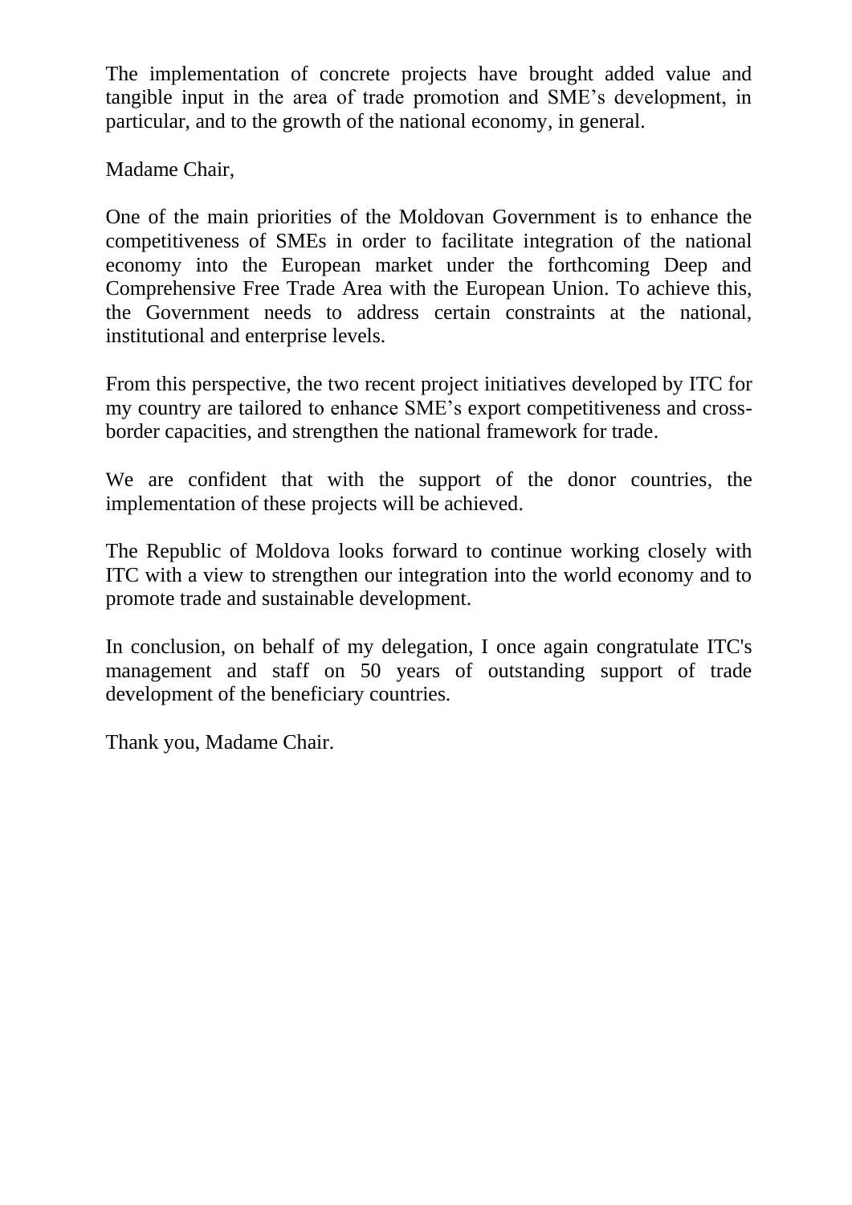The implementation of concrete projects have brought added value and tangible input in the area of trade promotion and SME's development, in particular, and to the growth of the national economy, in general.

Madame Chair,

One of the main priorities of the Moldovan Government is to enhance the competitiveness of SMEs in order to facilitate integration of the national economy into the European market under the forthcoming Deep and Comprehensive Free Trade Area with the European Union. To achieve this, the Government needs to address certain constraints at the national, institutional and enterprise levels.

From this perspective, the two recent project initiatives developed by ITC for my country are tailored to enhance SME's export competitiveness and cross-border capacities, and strengthen the national framework for trade.

We are confident that with the support of the donor countries, the implementation of these projects will be achieved.

The Republic of Moldova looks forward to continue working closely with ITC with a view to strengthen our integration into the world economy and to promote trade and sustainable development.

In conclusion, on behalf of my delegation, I once again congratulate ITC's management and staff on 50 years of outstanding support of trade development of the beneficiary countries.

Thank you, Madame Chair.